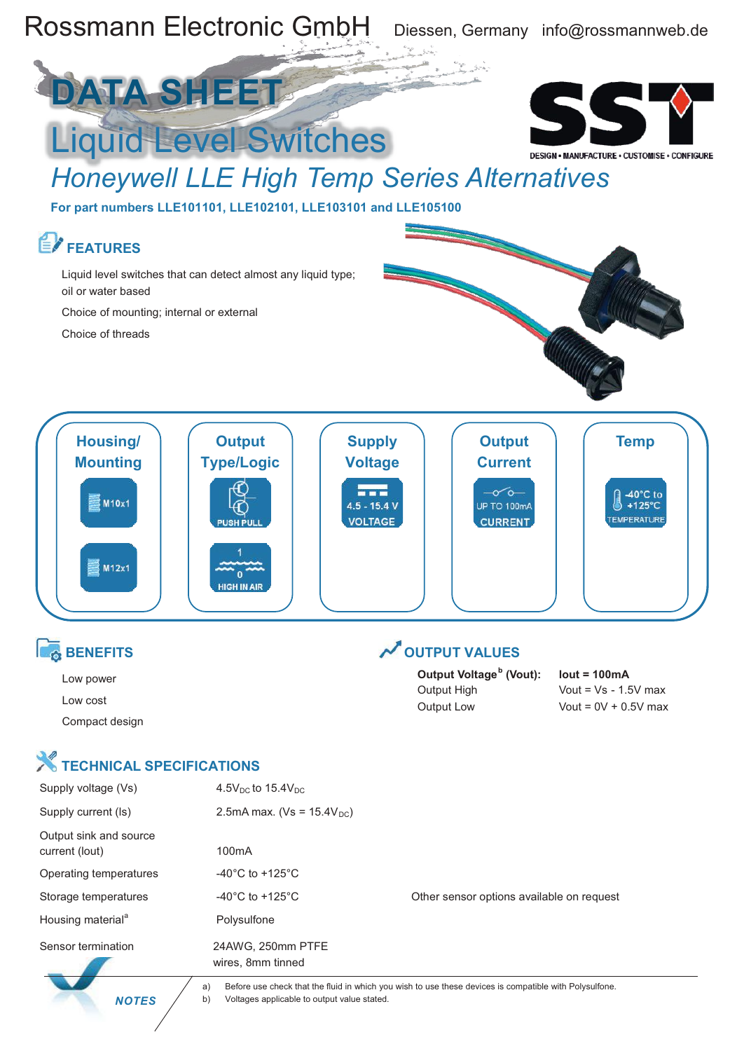Rossmann Electronic GmbH Diessen, Germany info@rossmannweb.de

# DATA SHEET

# Liquid Level Switches

## *Honeywell LLE High Temp Series Alternatives*

**For part numbers LLE101101, LLE102101, LLE103101 and LLE105100**

DESIGN • MANUFACTURE • CUSTOMISE • CONFIGURE

## FEATURES

Liquid level switches that can detect almost any liquid type; oil or water based

Choice of mounting; internal or external

Choice of threads

| Housing/ Mounting | Output Type/Logic | Supply Voltage | Output Current | Temp |
|---|---|---|---|---|
| M10x1 | PUSH PULL | 4.5 - 15.4 V VOLTAGE | UP TO 100mA CURRENT | -40°C to +125°C TEMPERATURE |
| M12x1 | 1 / 0 HIGH IN AIR | | | |

## BENEFITS

Low power

Low cost

Compact design

## OUTPUT VALUES

| **Output Voltage[b] (Vout):** | **Iout = 100mA** |
|---|---|
| Output High | Vout = Vs - 1.5V max |
| Output Low | Vout = 0V + 0.5V max |

## TECHNICAL SPECIFICATIONS

| | |
|---|---|
| Supply voltage (Vs) | $4.5V_{DC}$ to $15.4V_{DC}$ |
| Supply current (Is) | 2.5mA max. (Vs = $15.4V_{DC}$) |
| Output sink and source current (Iout) | 100mA |
| Operating temperatures | -40°C to +125°C |
| Storage temperatures | -40°C to +125°C |
| Housing material[a] | Polysulfone |
| Sensor termination | 24AWG, 250mm PTFE wires, 8mm tinned |

Other sensor options available on request

**NOTES**

a) Before use check that the fluid in which you wish to use these devices is compatible with Polysulfone.

b) Voltages applicable to output value stated.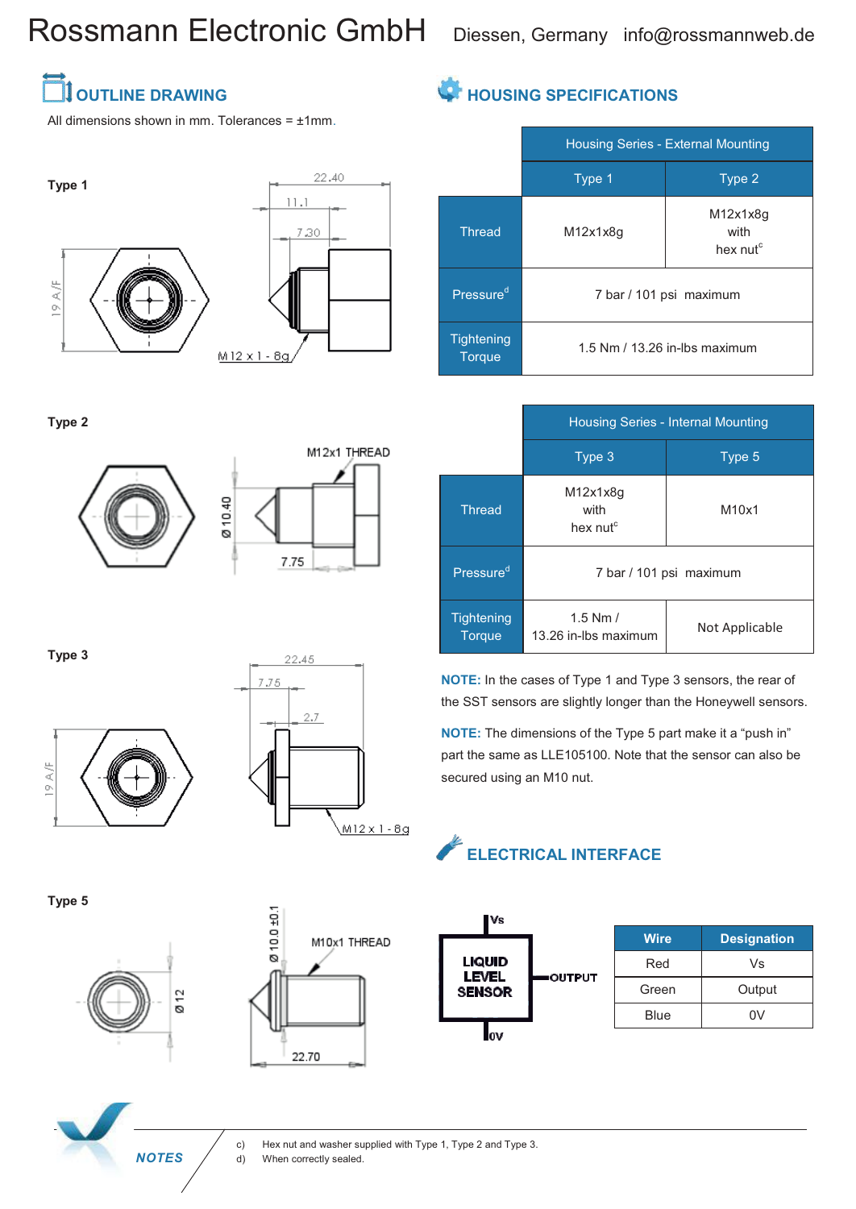Rossmann Electronic GmbH Diessen, Germany info@rossmannweb.de

## OUTLINE DRAWING

All dimensions shown in mm. Tolerances = ±1mm.

Type 1

Type 2

Type 3

Type 5

## HOUSING SPECIFICATIONS

| | Housing Series - External Mounting | |
|---|---|---|
| | Type 1 | Type 2 |
| Thread | M12x1x8g | M12x1x8g with hex nut[c] |
| Pressure[d] | 7 bar / 101 psi maximum | |
| Tightening Torque | 1.5 Nm / 13.26 in-lbs maximum | |

| | Housing Series - Internal Mounting | |
|---|---|---|
| | Type 3 | Type 5 |
| Thread | M12x1x8g with hex nut[c] | M10x1 |
| Pressure[d] | 7 bar / 101 psi maximum | |
| Tightening Torque | 1.5 Nm / 13.26 in-lbs maximum | Not Applicable |

**NOTE:** In the cases of Type 1 and Type 3 sensors, the rear of the SST sensors are slightly longer than the Honeywell sensors.

**NOTE:** The dimensions of the Type 5 part make it a “push in” part the same as LLE105100. Note that the sensor can also be secured using an M10 nut.

## ELECTRICAL INTERFACE

| Wire | Designation |
|---|---|
| Red | Vs |
| Green | Output |
| Blue | 0V |

*NOTES*

c) Hex nut and washer supplied with Type 1, Type 2 and Type 3.
d) When correctly sealed.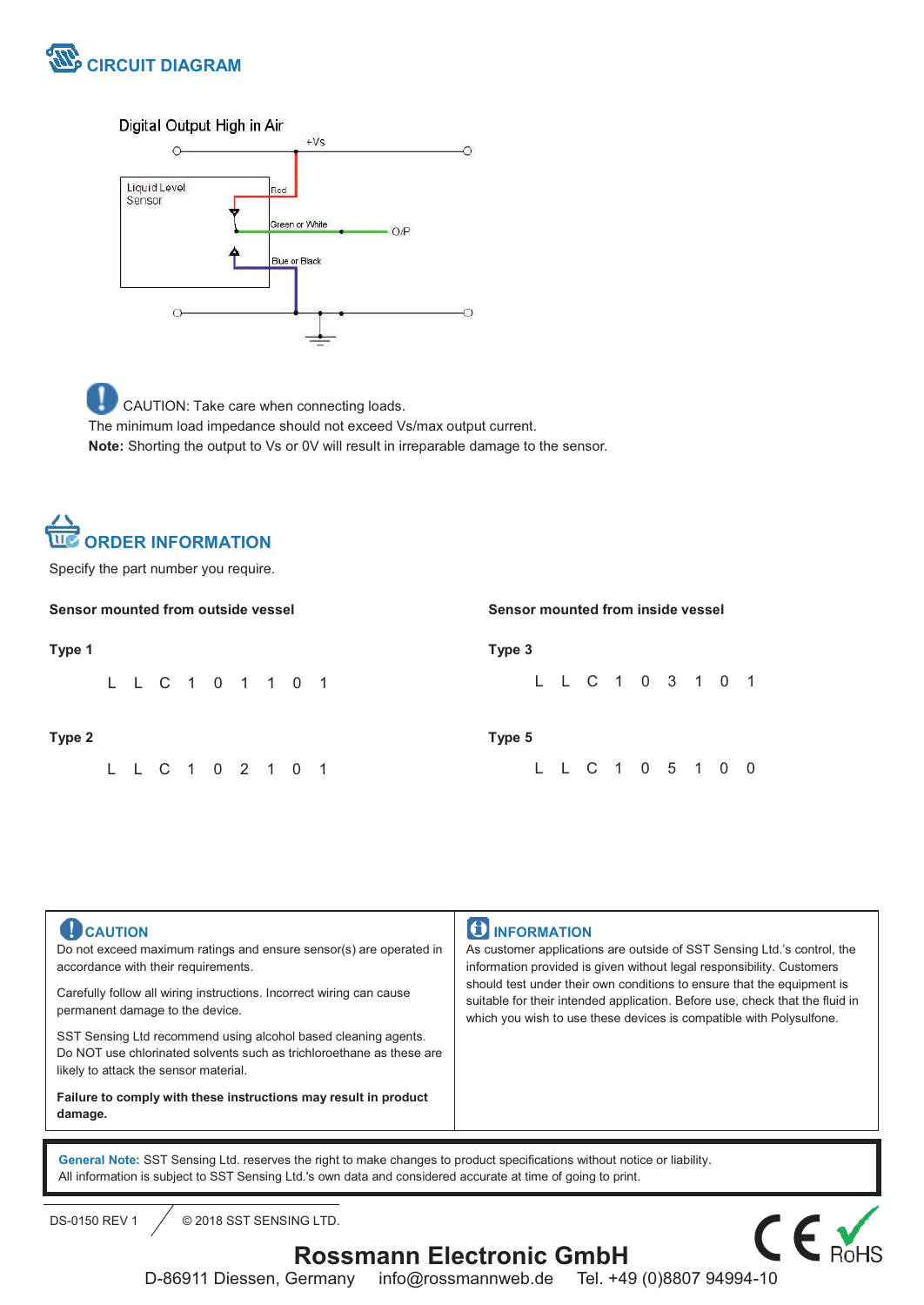## CIRCUIT DIAGRAM

Digital Output High in Air

+Vs

Liquid Level Sensor

Red

Green or White

O/P

Blue or Black

CAUTION: Take care when connecting loads.
The minimum load impedance should not exceed Vs/max output current.
**Note:** Shorting the output to Vs or 0V will result in irreparable damage to the sensor.

## ORDER INFORMATION

Specify the part number you require.

**Sensor mounted from outside vessel**

**Type 1**

L L C 1 0 1 1 0 1

**Type 2**

L L C 1 0 2 1 0 1

**Sensor mounted from inside vessel**

**Type 3**

L L C 1 0 3 1 0 1

**Type 5**

L L C 1 0 5 1 0 0

### CAUTION

Do not exceed maximum ratings and ensure sensor(s) are operated in accordance with their requirements.

Carefully follow all wiring instructions. Incorrect wiring can cause permanent damage to the device.

SST Sensing Ltd recommend using alcohol based cleaning agents. Do NOT use chlorinated solvents such as trichloroethane as these are likely to attack the sensor material.

**Failure to comply with these instructions may result in product damage.**

### INFORMATION

As customer applications are outside of SST Sensing Ltd.'s control, the information provided is given without legal responsibility. Customers should test under their own conditions to ensure that the equipment is suitable for their intended application. Before use, check that the fluid in which you wish to use these devices is compatible with Polysulfone.

**General Note:** SST Sensing Ltd. reserves the right to make changes to product specifications without notice or liability. All information is subject to SST Sensing Ltd.'s own data and considered accurate at time of going to print.

DS-0150 REV 1 / © 2018 SST SENSING LTD.

**Rossmann Electronic GmbH**
D-86911 Diessen, Germany info@rossmannweb.de Tel. +49 (0)8807 94994-10